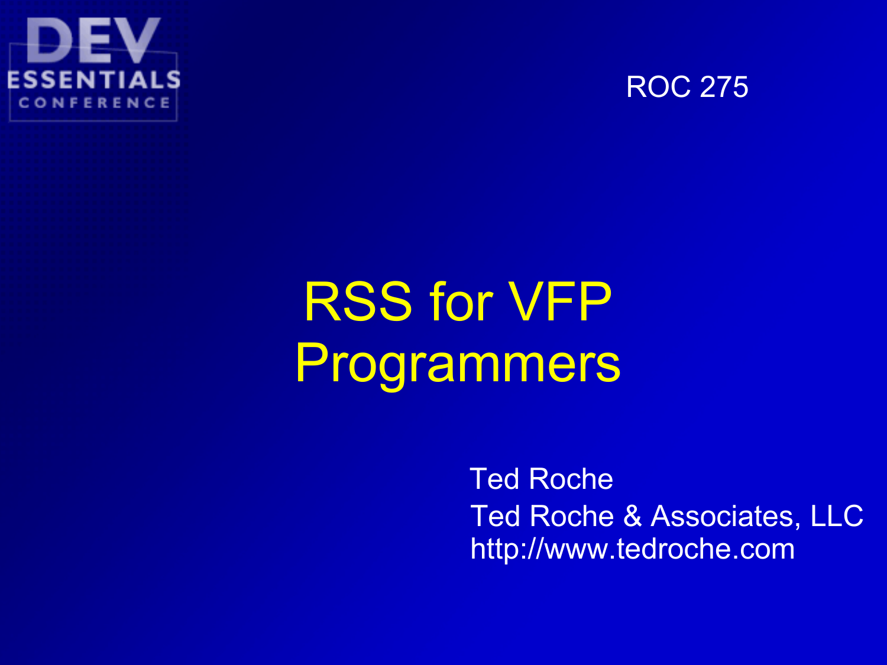DEV ESSENTIALS CONFERENCE

ROC 275

# RSS for VFP Programmers

Ted Roche
Ted Roche & Associates, LLC
http://www.tedroche.com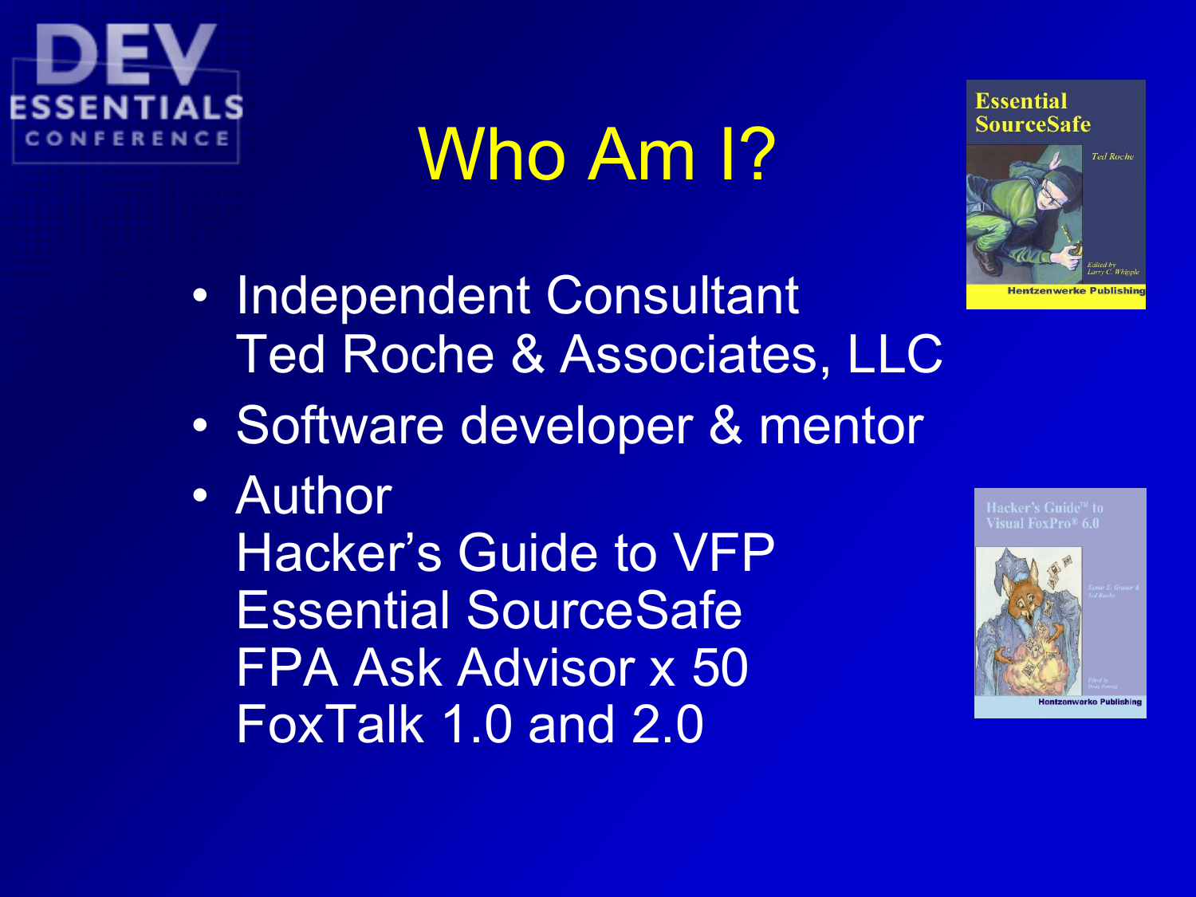# Who Am I?

- Independent Consultant
  Ted Roche & Associates, LLC
- Software developer & mentor
- Author
  Hacker's Guide to VFP
  Essential SourceSafe
  FPA Ask Advisor x 50
  FoxTalk 1.0 and 2.0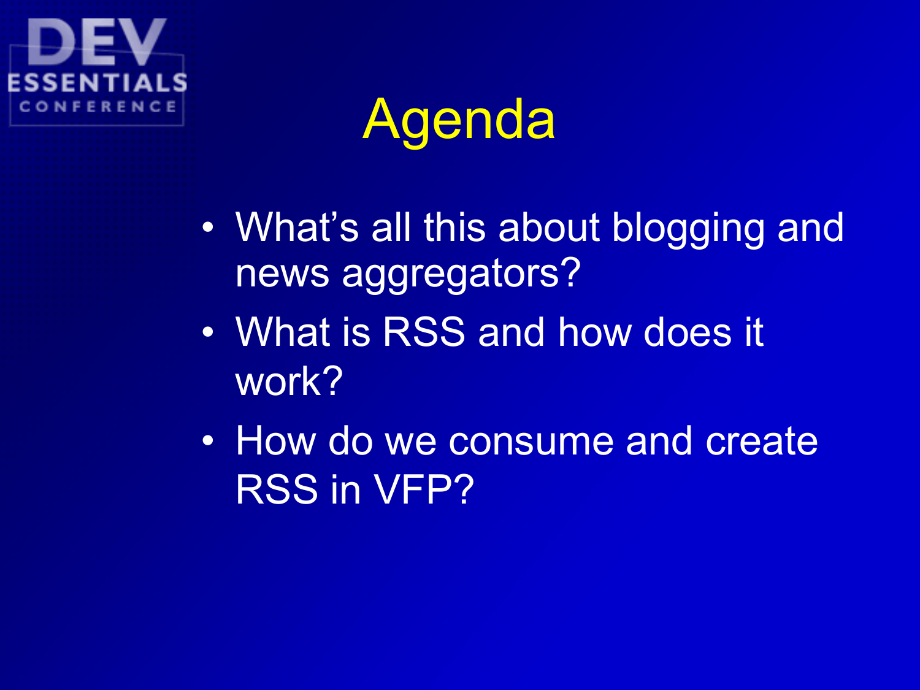# Agenda

- What's all this about blogging and news aggregators?
- What is RSS and how does it work?
- How do we consume and create RSS in VFP?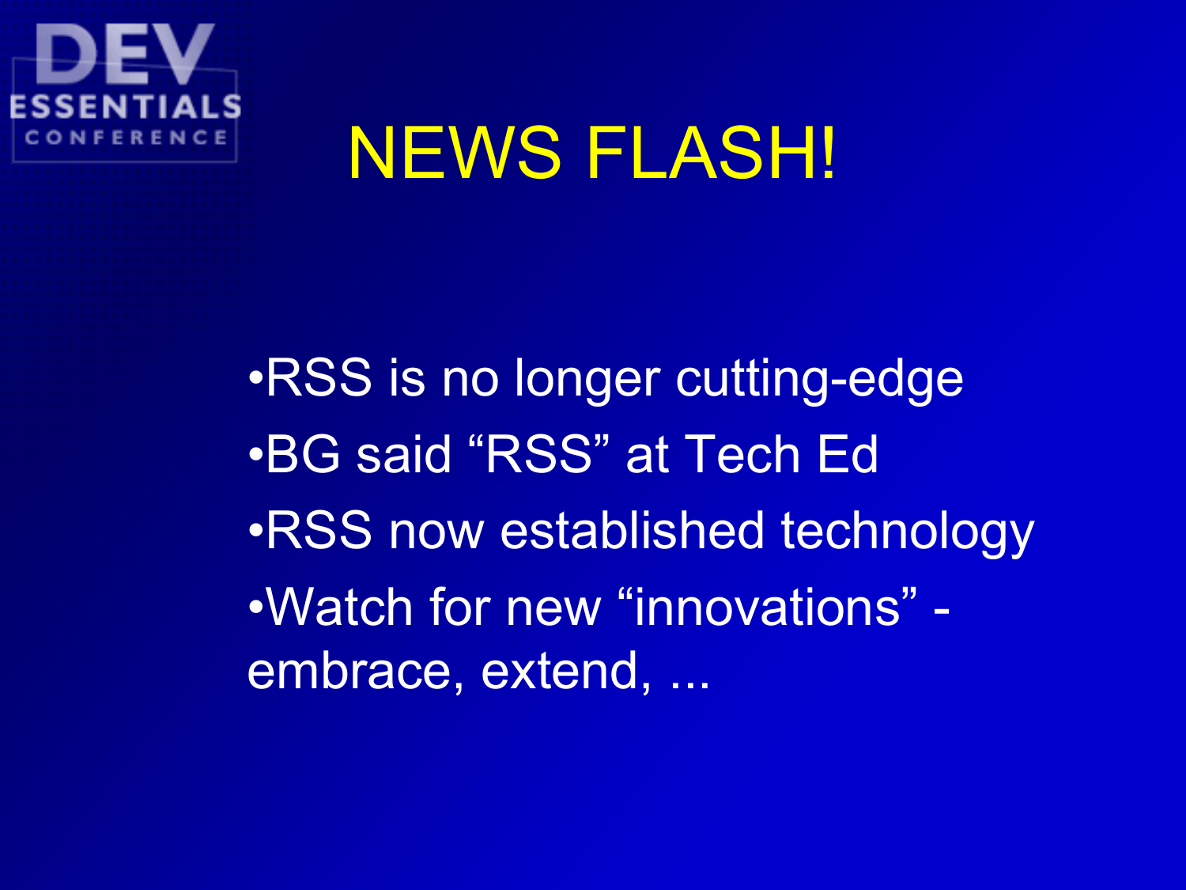# NEWS FLASH!

- RSS is no longer cutting-edge
- BG said "RSS" at Tech Ed
- RSS now established technology
- Watch for new "innovations" - embrace, extend, ...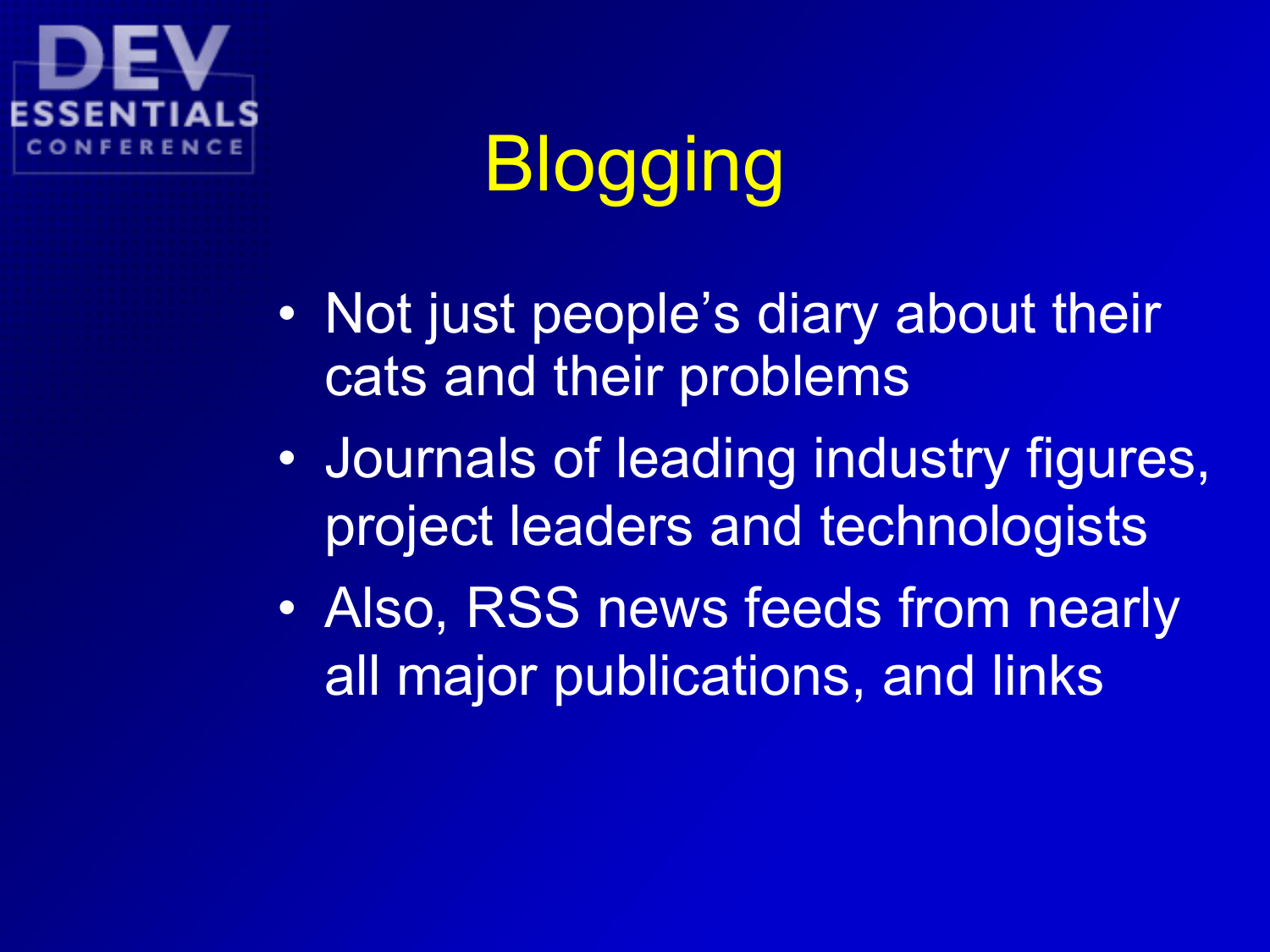# Blogging

- Not just people's diary about their cats and their problems
- Journals of leading industry figures, project leaders and technologists
- Also, RSS news feeds from nearly all major publications, and links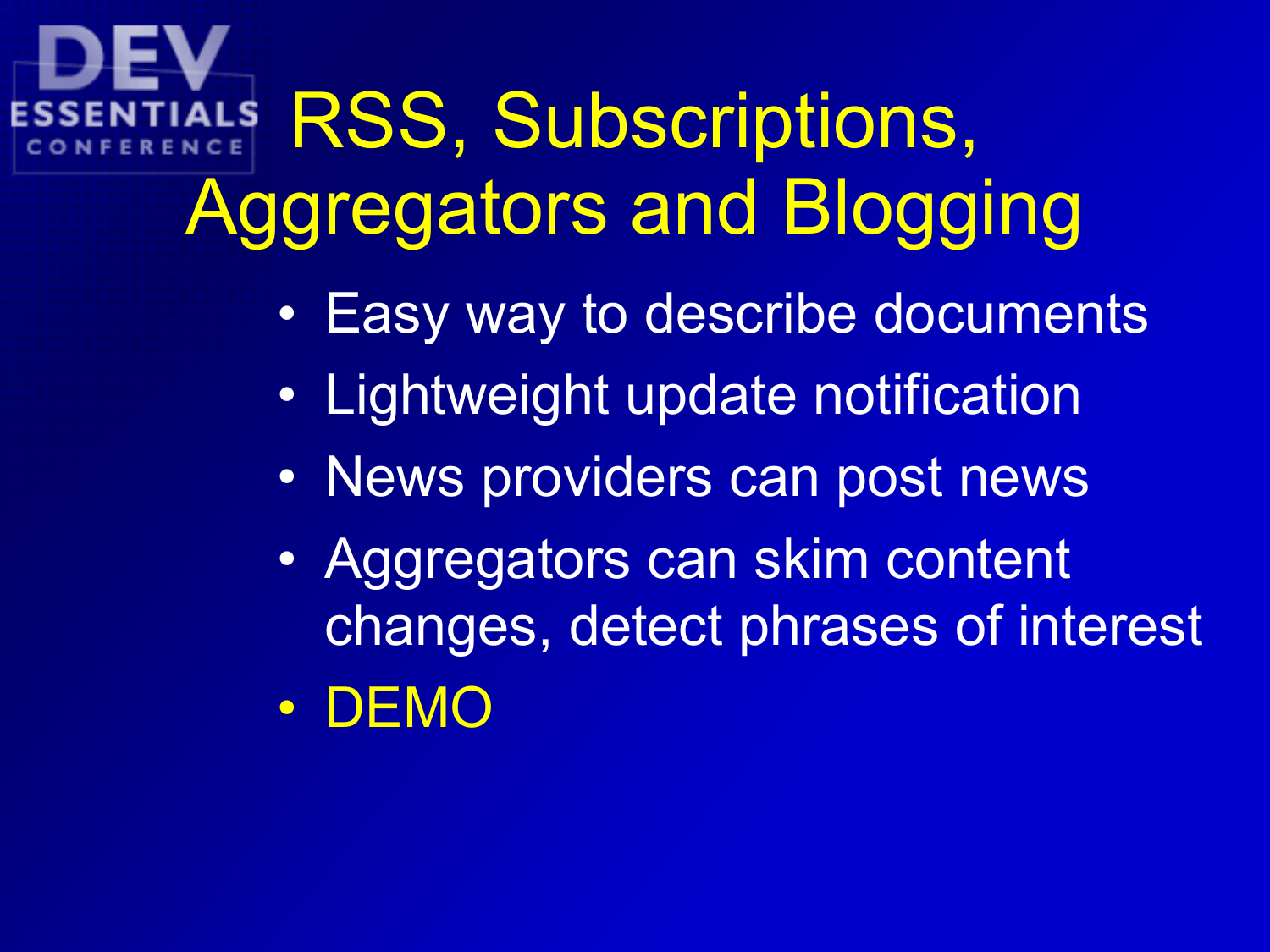# RSS, Subscriptions, Aggregators and Blogging

- Easy way to describe documents
- Lightweight update notification
- News providers can post news
- Aggregators can skim content changes, detect phrases of interest
- DEMO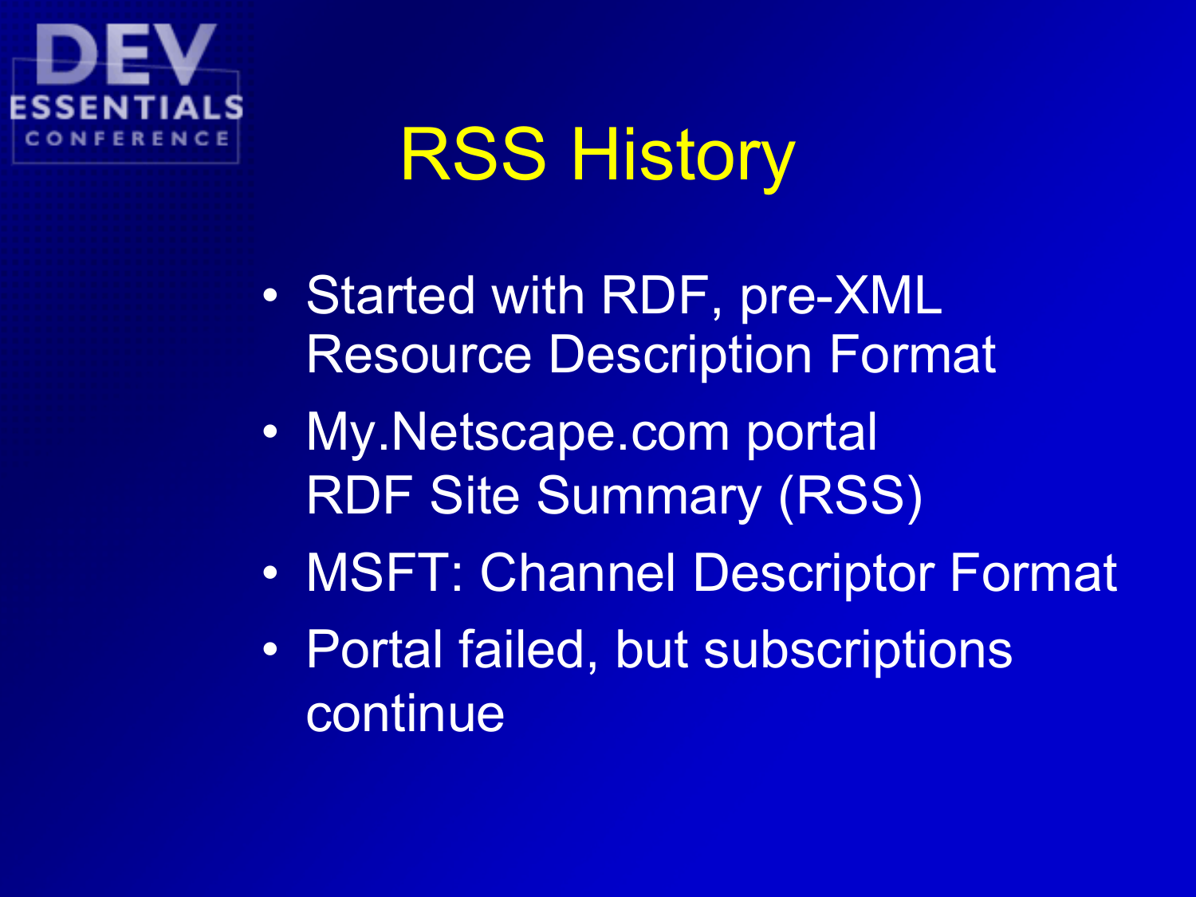# RSS History

- Started with RDF, pre-XML Resource Description Format
- My.Netscape.com portal RDF Site Summary (RSS)
- MSFT: Channel Descriptor Format
- Portal failed, but subscriptions continue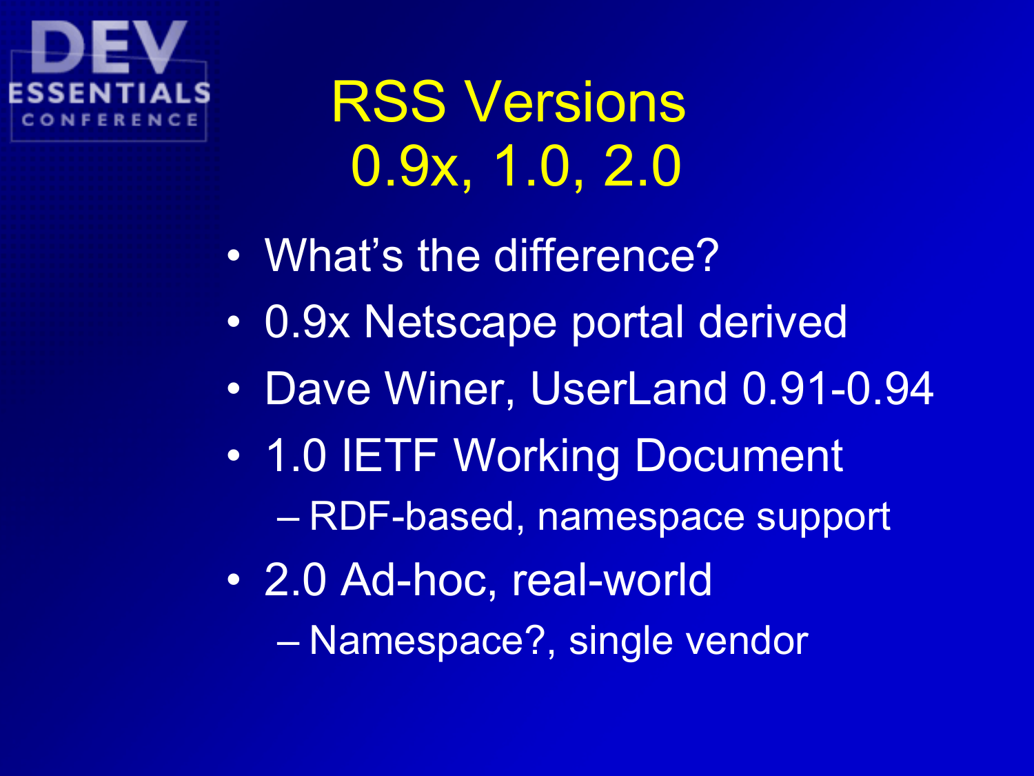# RSS Versions 0.9x, 1.0, 2.0

- What's the difference?
- 0.9x Netscape portal derived
- Dave Winer, UserLand 0.91-0.94
- 1.0 IETF Working Document
  - RDF-based, namespace support
- 2.0 Ad-hoc, real-world
  - Namespace?, single vendor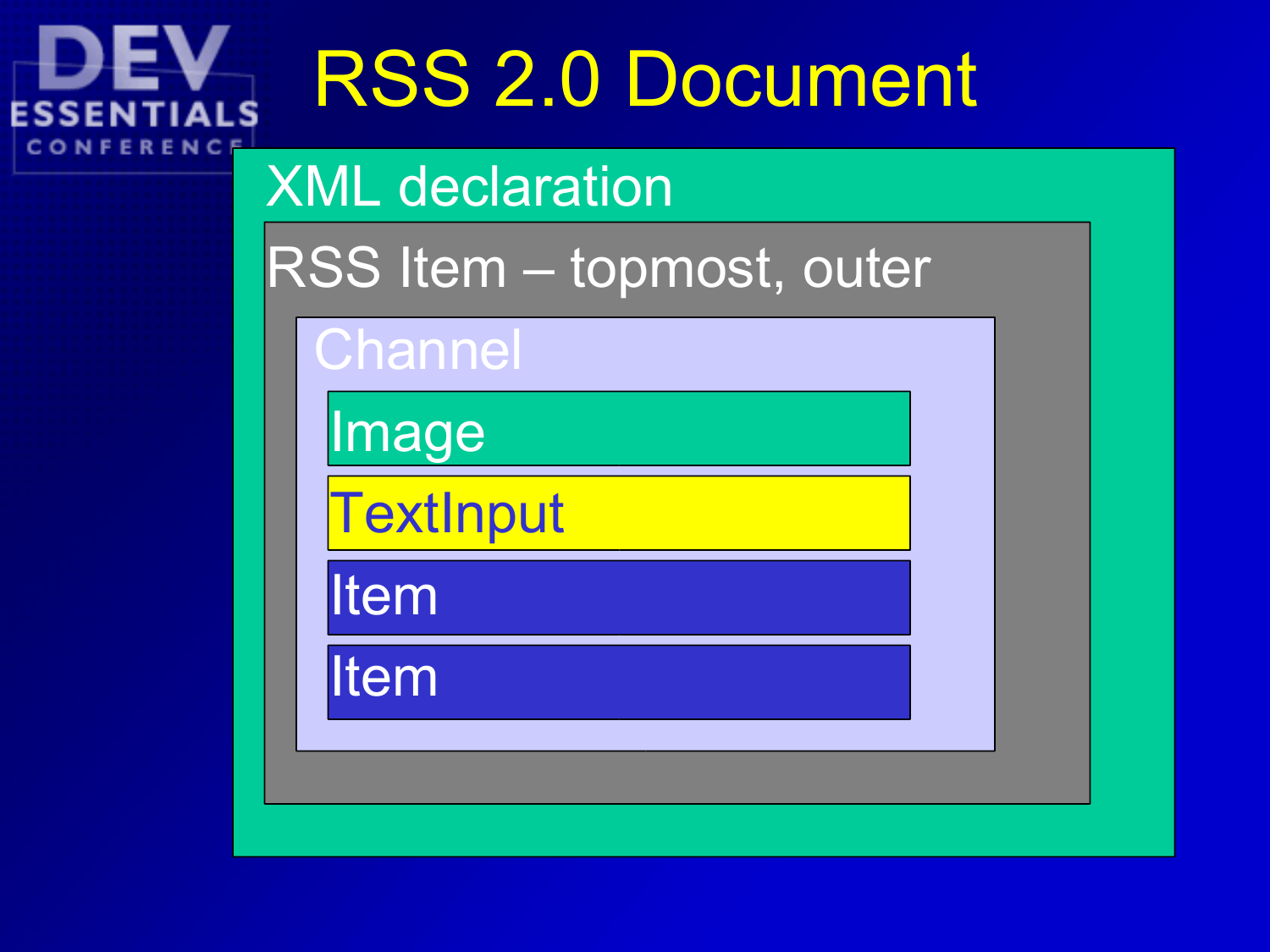# RSS 2.0 Document

- XML declaration
  - RSS Item – topmost, outer
    - Channel
      - Image
      - TextInput
      - Item
      - Item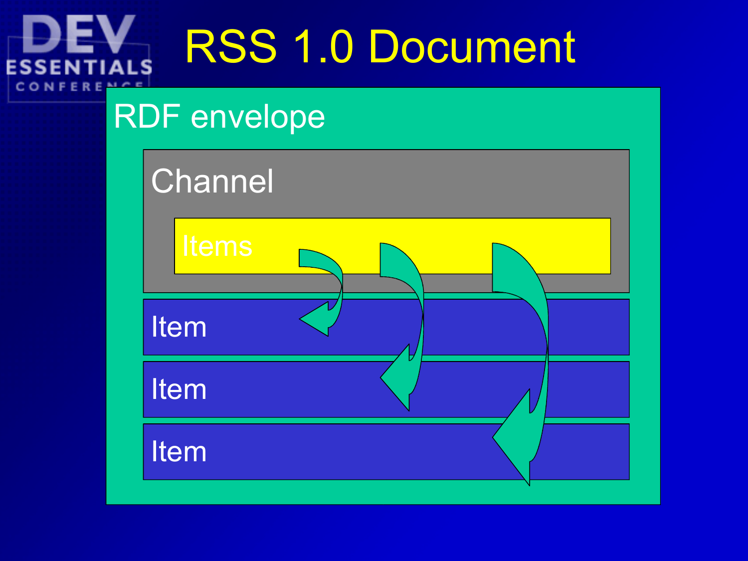# RSS 1.0 Document

RDF envelope

Channel

Items

Item

Item

Item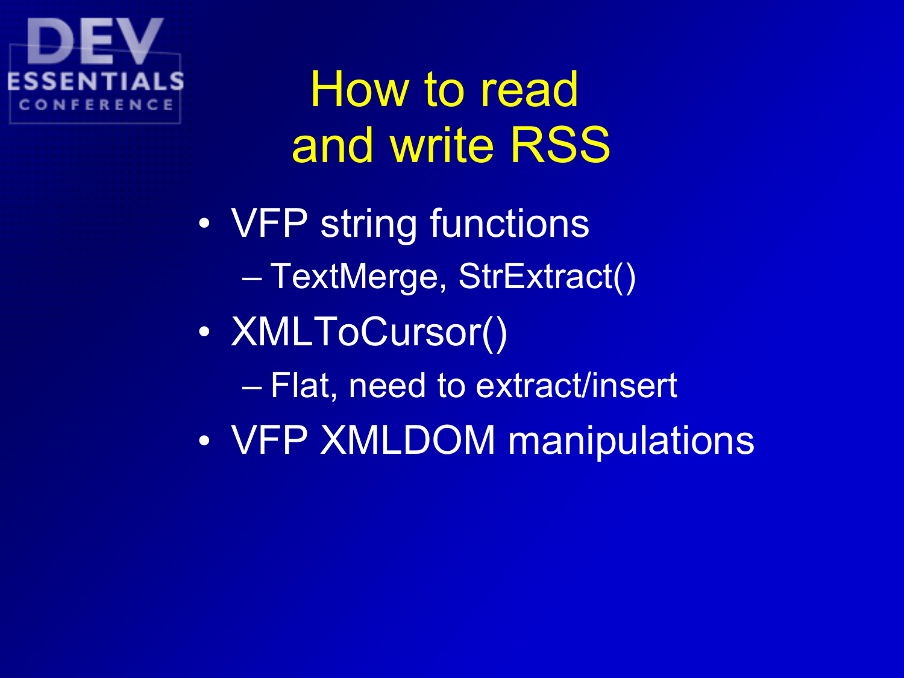# How to read and write RSS

- VFP string functions
  - TextMerge, StrExtract()
- XMLToCursor()
  - Flat, need to extract/insert
- VFP XMLDOM manipulations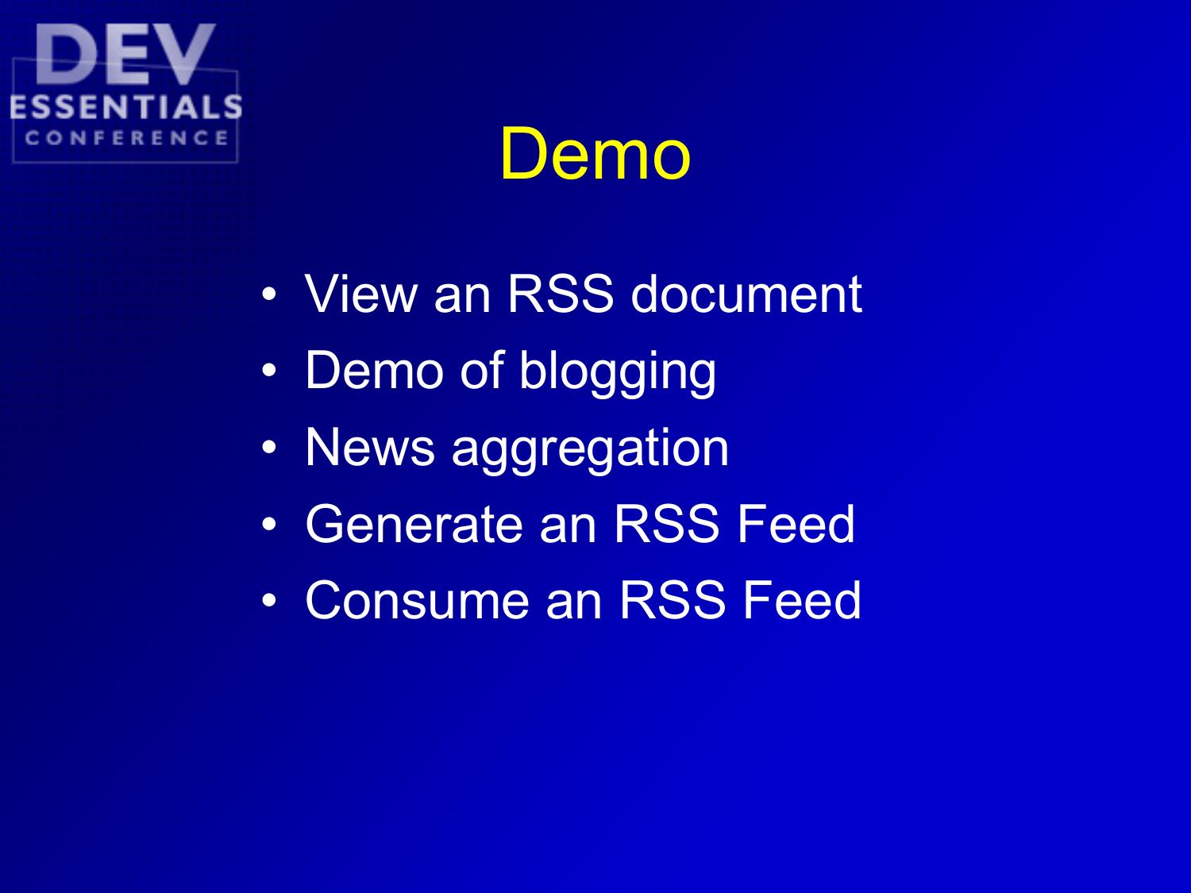# Demo

- View an RSS document
- Demo of blogging
- News aggregation
- Generate an RSS Feed
- Consume an RSS Feed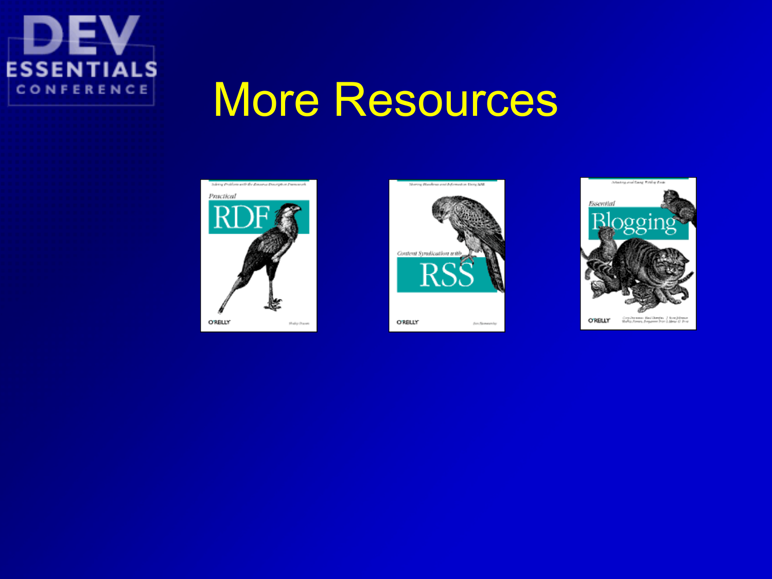# More Resources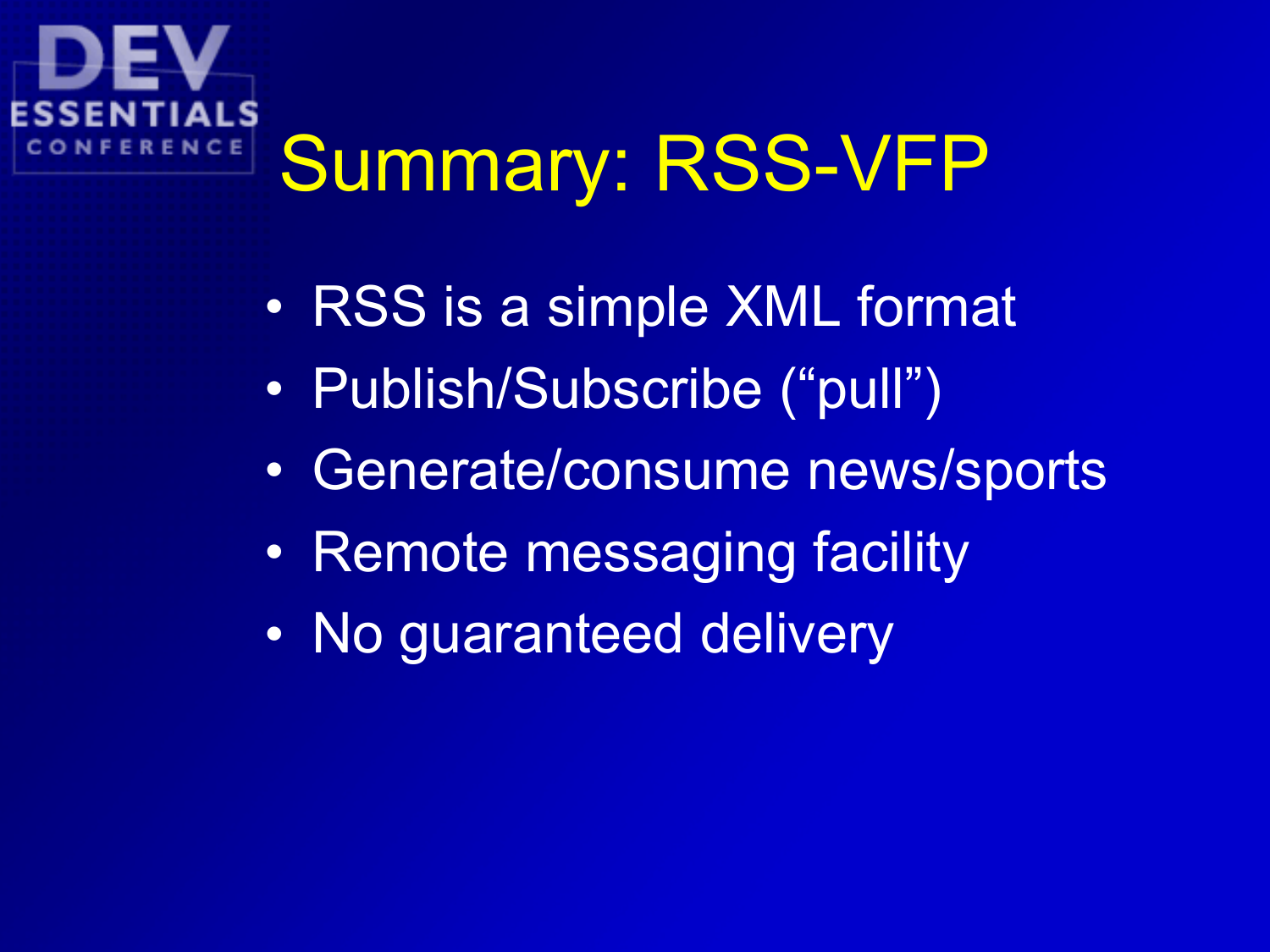# Summary: RSS-VFP

- RSS is a simple XML format
- Publish/Subscribe (“pull”)
- Generate/consume news/sports
- Remote messaging facility
- No guaranteed delivery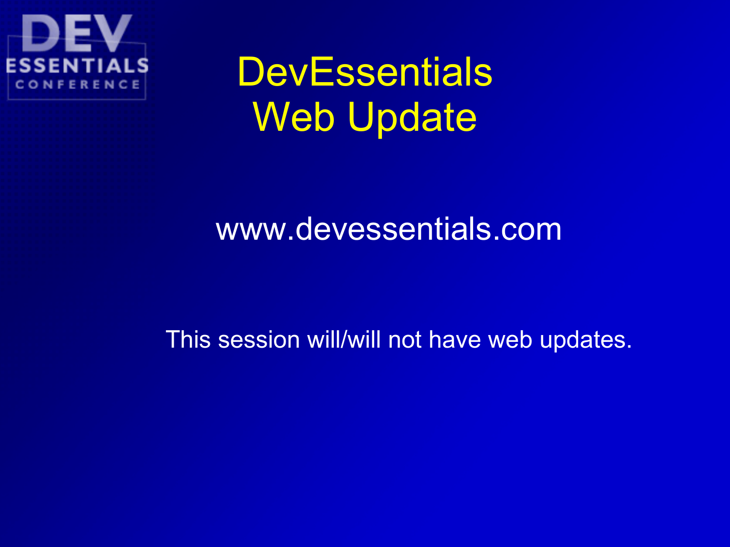DEV ESSENTIALS CONFERENCE

# DevEssentials Web Update

www.devessentials.com

This session will/will not have web updates.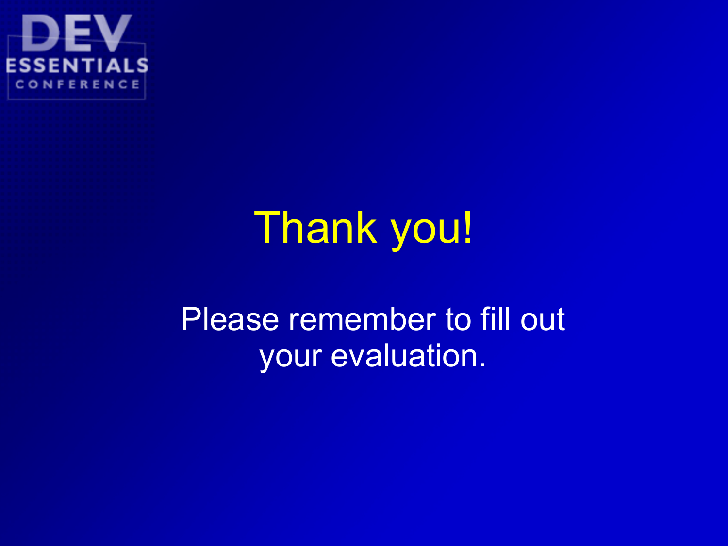# Thank you!

Please remember to fill out your evaluation.